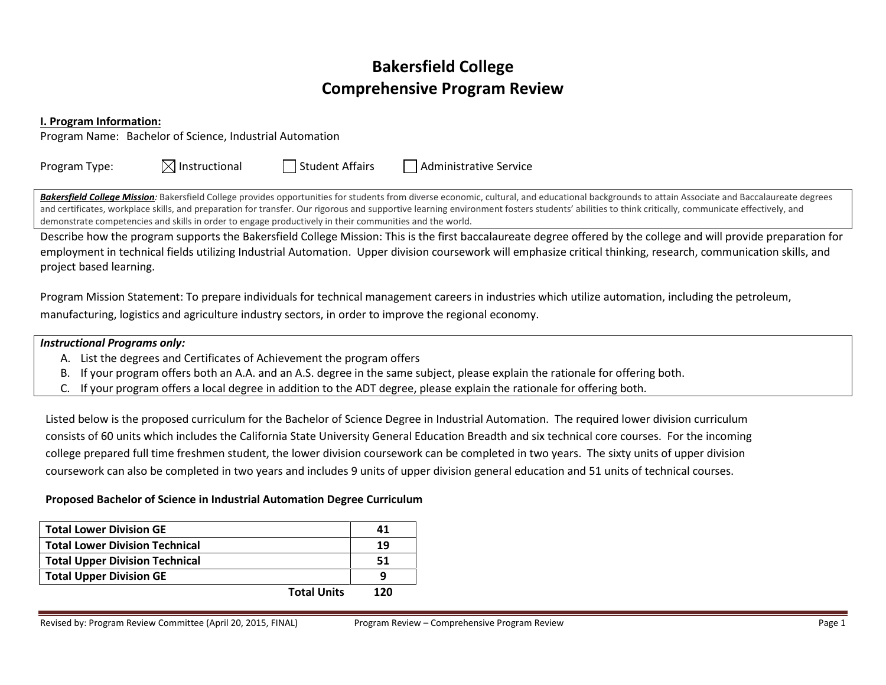# Bakersfield College
# Comprehensive Program Review

**I. Program Information:**

Program Name: Bachelor of Science, Industrial Automation

Program Type: ☒ Instructional ☐ Student Affairs ☐ Administrative Service

***Bakersfield College Mission**:* Bakersfield College provides opportunities for students from diverse economic, cultural, and educational backgrounds to attain Associate and Baccalaureate degrees and certificates, workplace skills, and preparation for transfer. Our rigorous and supportive learning environment fosters students' abilities to think critically, communicate effectively, and demonstrate competencies and skills in order to engage productively in their communities and the world.

Describe how the program supports the Bakersfield College Mission: This is the first baccalaureate degree offered by the college and will provide preparation for employment in technical fields utilizing Industrial Automation. Upper division coursework will emphasize critical thinking, research, communication skills, and project based learning.

Program Mission Statement: To prepare individuals for technical management careers in industries which utilize automation, including the petroleum, manufacturing, logistics and agriculture industry sectors, in order to improve the regional economy.

***Instructional Programs only:***

A. List the degrees and Certificates of Achievement the program offers
B. If your program offers both an A.A. and an A.S. degree in the same subject, please explain the rationale for offering both.
C. If your program offers a local degree in addition to the ADT degree, please explain the rationale for offering both.

Listed below is the proposed curriculum for the Bachelor of Science Degree in Industrial Automation. The required lower division curriculum consists of 60 units which includes the California State University General Education Breadth and six technical core courses. For the incoming college prepared full time freshmen student, the lower division coursework can be completed in two years. The sixty units of upper division coursework can also be completed in two years and includes 9 units of upper division general education and 51 units of technical courses.

**Proposed Bachelor of Science in Industrial Automation Degree Curriculum**

| | |
|---|---|
| **Total Lower Division GE** | **41** |
| **Total Lower Division Technical** | **19** |
| **Total Upper Division Technical** | **51** |
| **Total Upper Division GE** | **9** |
| **Total Units** | **120** |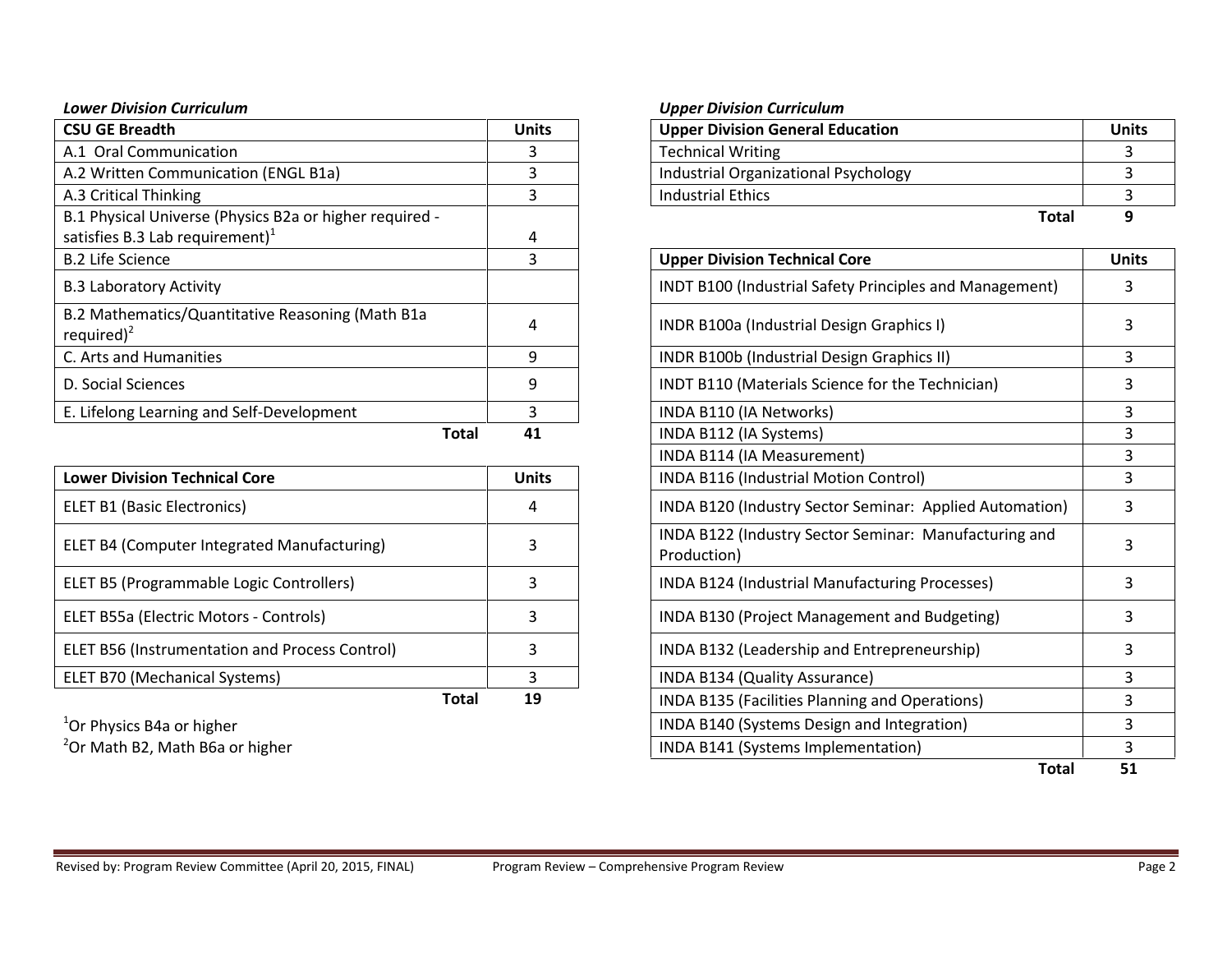*Lower Division Curriculum*

| CSU GE Breadth | Units |
|---|---|
| A.1 Oral Communication | 3 |
| A.2 Written Communication (ENGL B1a) | 3 |
| A.3 Critical Thinking | 3 |
| B.1 Physical Universe (Physics B2a or higher required - satisfies B.3 Lab requirement)[1] | 4 |
| B.2 Life Science | 3 |
| B.3 Laboratory Activity | |
| B.2 Mathematics/Quantitative Reasoning (Math B1a required)[2] | 4 |
| C. Arts and Humanities | 9 |
| D. Social Sciences | 9 |
| E. Lifelong Learning and Self-Development | 3 |
| **Total** | **41** |

| Lower Division Technical Core | Units |
|---|---|
| ELET B1 (Basic Electronics) | 4 |
| ELET B4 (Computer Integrated Manufacturing) | 3 |
| ELET B5 (Programmable Logic Controllers) | 3 |
| ELET B55a (Electric Motors - Controls) | 3 |
| ELET B56 (Instrumentation and Process Control) | 3 |
| ELET B70 (Mechanical Systems) | 3 |
| **Total** | **19** |

[1]Or Physics B4a or higher
[2]Or Math B2, Math B6a or higher

*Upper Division Curriculum*

| Upper Division General Education | Units |
|---|---|
| Technical Writing | 3 |
| Industrial Organizational Psychology | 3 |
| Industrial Ethics | 3 |
| **Total** | **9** |

| Upper Division Technical Core | Units |
|---|---|
| INDT B100 (Industrial Safety Principles and Management) | 3 |
| INDR B100a (Industrial Design Graphics I) | 3 |
| INDR B100b (Industrial Design Graphics II) | 3 |
| INDT B110 (Materials Science for the Technician) | 3 |
| INDA B110 (IA Networks) | 3 |
| INDA B112 (IA Systems) | 3 |
| INDA B114 (IA Measurement) | 3 |
| INDA B116 (Industrial Motion Control) | 3 |
| INDA B120 (Industry Sector Seminar: Applied Automation) | 3 |
| INDA B122 (Industry Sector Seminar: Manufacturing and Production) | 3 |
| INDA B124 (Industrial Manufacturing Processes) | 3 |
| INDA B130 (Project Management and Budgeting) | 3 |
| INDA B132 (Leadership and Entrepreneurship) | 3 |
| INDA B134 (Quality Assurance) | 3 |
| INDA B135 (Facilities Planning and Operations) | 3 |
| INDA B140 (Systems Design and Integration) | 3 |
| INDA B141 (Systems Implementation) | 3 |
| **Total** | **51** |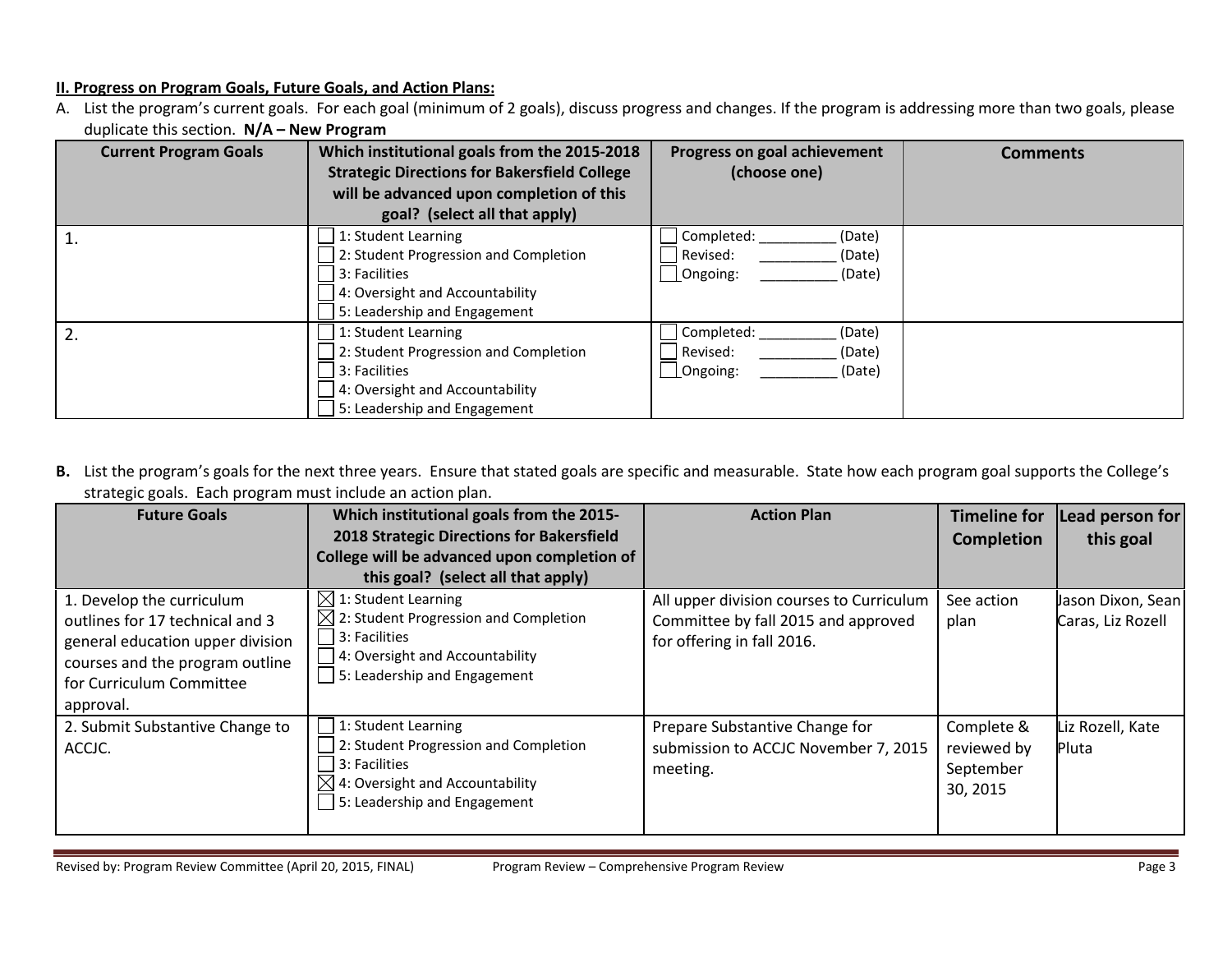**II. Progress on Program Goals, Future Goals, and Action Plans:**

A. List the program's current goals. For each goal (minimum of 2 goals), discuss progress and changes. If the program is addressing more than two goals, please duplicate this section. **N/A – New Program**

| Current Program Goals | Which institutional goals from the 2015-2018 Strategic Directions for Bakersfield College will be advanced upon completion of this goal? (select all that apply) | Progress on goal achievement (choose one) | Comments |
|---|---|---|---|
| 1. | ☐ 1: Student Learning<br>☐ 2: Student Progression and Completion<br>☐ 3: Facilities<br>☐ 4: Oversight and Accountability<br>☐ 5: Leadership and Engagement | ☐ Completed: __________ (Date)<br>☐ Revised: __________ (Date)<br>☐ Ongoing: __________ (Date) | |
| 2. | ☐ 1: Student Learning<br>☐ 2: Student Progression and Completion<br>☐ 3: Facilities<br>☐ 4: Oversight and Accountability<br>☐ 5: Leadership and Engagement | ☐ Completed: __________ (Date)<br>☐ Revised: __________ (Date)<br>☐ Ongoing: __________ (Date) | |

**B.** List the program's goals for the next three years. Ensure that stated goals are specific and measurable. State how each program goal supports the College's strategic goals. Each program must include an action plan.

| Future Goals | Which institutional goals from the 2015-2018 Strategic Directions for Bakersfield College will be advanced upon completion of this goal? (select all that apply) | Action Plan | Timeline for Completion | Lead person for this goal |
|---|---|---|---|---|
| 1. Develop the curriculum outlines for 17 technical and 3 general education upper division courses and the program outline for Curriculum Committee approval. | ☒ 1: Student Learning<br>☒ 2: Student Progression and Completion<br>☐ 3: Facilities<br>☐ 4: Oversight and Accountability<br>☐ 5: Leadership and Engagement | All upper division courses to Curriculum Committee by fall 2015 and approved for offering in fall 2016. | See action plan | Jason Dixon, Sean Caras, Liz Rozell |
| 2. Submit Substantive Change to ACCJC. | ☐ 1: Student Learning<br>☐ 2: Student Progression and Completion<br>☐ 3: Facilities<br>☒ 4: Oversight and Accountability<br>☐ 5: Leadership and Engagement | Prepare Substantive Change for submission to ACCJC November 7, 2015 meeting. | Complete & reviewed by September 30, 2015 | Liz Rozell, Kate Pluta |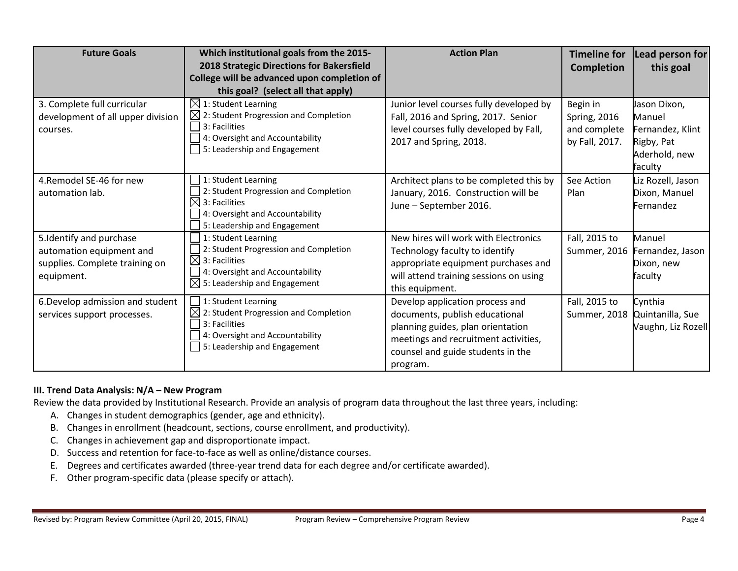| Future Goals | Which institutional goals from the 2015-2018 Strategic Directions for Bakersfield College will be advanced upon completion of this goal? (select all that apply) | Action Plan | Timeline for Completion | Lead person for this goal |
|---|---|---|---|---|
| 3. Complete full curricular development of all upper division courses. | ☒ 1: Student Learning<br>☒ 2: Student Progression and Completion<br>☐ 3: Facilities<br>☐ 4: Oversight and Accountability<br>☐ 5: Leadership and Engagement | Junior level courses fully developed by Fall, 2016 and Spring, 2017. Senior level courses fully developed by Fall, 2017 and Spring, 2018. | Begin in Spring, 2016 and complete by Fall, 2017. | Jason Dixon, Manuel Fernandez, Klint Rigby, Pat Aderhold, new faculty |
| 4.Remodel SE-46 for new automation lab. | ☐ 1: Student Learning<br>☐ 2: Student Progression and Completion<br>☒ 3: Facilities<br>☐ 4: Oversight and Accountability<br>☐ 5: Leadership and Engagement | Architect plans to be completed this by January, 2016. Construction will be June – September 2016. | See Action Plan | Liz Rozell, Jason Dixon, Manuel Fernandez |
| 5.Identify and purchase automation equipment and supplies. Complete training on equipment. | ☐ 1: Student Learning<br>☐ 2: Student Progression and Completion<br>☒ 3: Facilities<br>☐ 4: Oversight and Accountability<br>☒ 5: Leadership and Engagement | New hires will work with Electronics Technology faculty to identify appropriate equipment purchases and will attend training sessions on using this equipment. | Fall, 2015 to Summer, 2016 | Manuel Fernandez, Jason Dixon, new faculty |
| 6.Develop admission and student services support processes. | ☐ 1: Student Learning<br>☒ 2: Student Progression and Completion<br>☐ 3: Facilities<br>☐ 4: Oversight and Accountability<br>☐ 5: Leadership and Engagement | Develop application process and documents, publish educational planning guides, plan orientation meetings and recruitment activities, counsel and guide students in the program. | Fall, 2015 to Summer, 2018 | Cynthia Quintanilla, Sue Vaughn, Liz Rozell |

**III. Trend Data Analysis: N/A – New Program**

Review the data provided by Institutional Research. Provide an analysis of program data throughout the last three years, including:

A. Changes in student demographics (gender, age and ethnicity).
B. Changes in enrollment (headcount, sections, course enrollment, and productivity).
C. Changes in achievement gap and disproportionate impact.
D. Success and retention for face-to-face as well as online/distance courses.
E. Degrees and certificates awarded (three-year trend data for each degree and/or certificate awarded).
F. Other program-specific data (please specify or attach).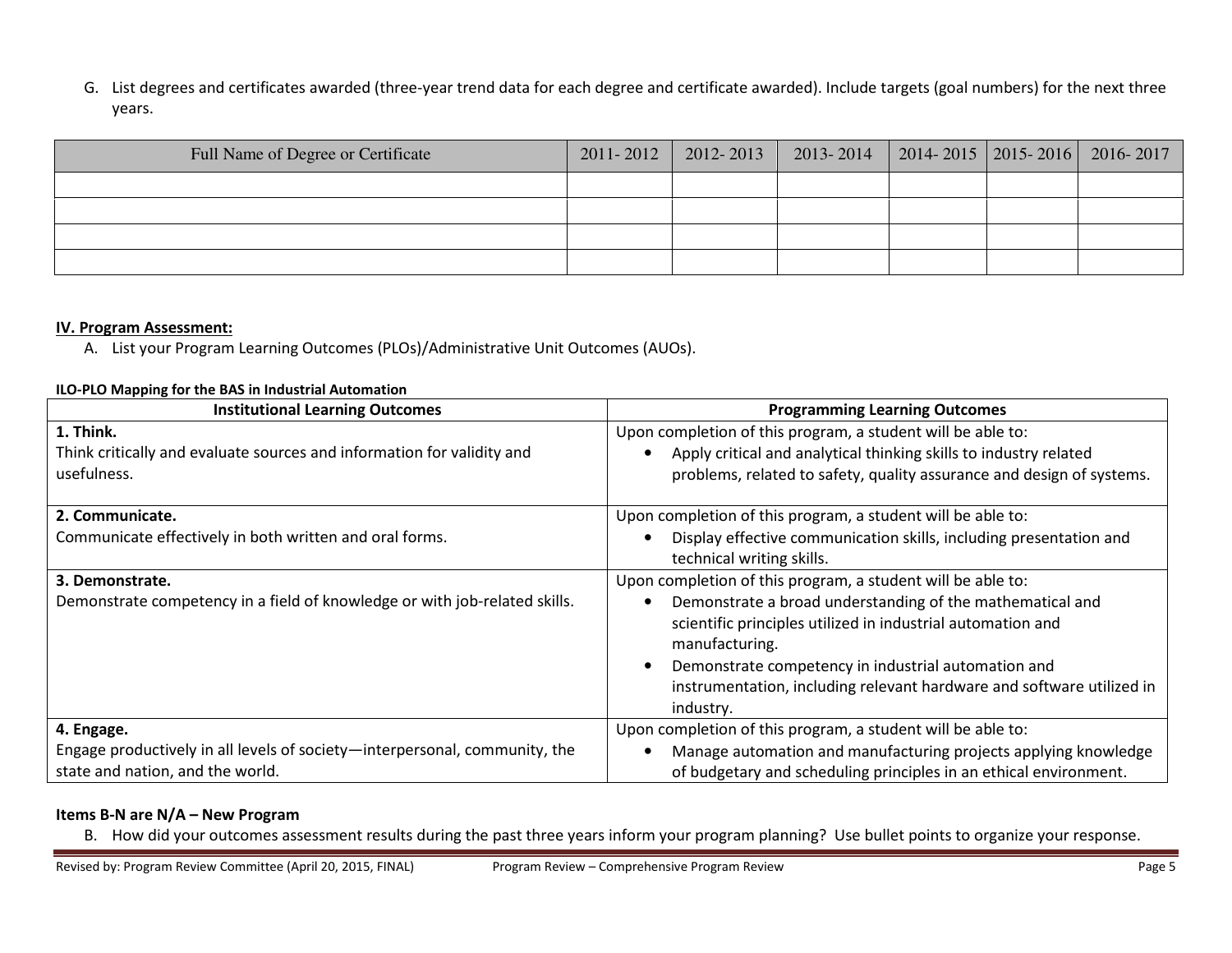G. List degrees and certificates awarded (three-year trend data for each degree and certificate awarded). Include targets (goal numbers) for the next three years.

| Full Name of Degree or Certificate | 2011- 2012 | 2012- 2013 | 2013- 2014 | 2014- 2015 | 2015- 2016 | 2016- 2017 |
|---|---|---|---|---|---|---|
| | | | | | | |
| | | | | | | |
| | | | | | | |
| | | | | | | |

## IV. Program Assessment:

A. List your Program Learning Outcomes (PLOs)/Administrative Unit Outcomes (AUOs).

**ILO-PLO Mapping for the BAS in Industrial Automation**

| Institutional Learning Outcomes | Programming Learning Outcomes |
|---|---|
| **1. Think.**<br>Think critically and evaluate sources and information for validity and usefulness. | Upon completion of this program, a student will be able to:<br>• Apply critical and analytical thinking skills to industry related problems, related to safety, quality assurance and design of systems. |
| **2. Communicate.**<br>Communicate effectively in both written and oral forms. | Upon completion of this program, a student will be able to:<br>• Display effective communication skills, including presentation and technical writing skills. |
| **3. Demonstrate.**<br>Demonstrate competency in a field of knowledge or with job-related skills. | Upon completion of this program, a student will be able to:<br>• Demonstrate a broad understanding of the mathematical and scientific principles utilized in industrial automation and manufacturing.<br>• Demonstrate competency in industrial automation and instrumentation, including relevant hardware and software utilized in industry. |
| **4. Engage.**<br>Engage productively in all levels of society—interpersonal, community, the state and nation, and the world. | Upon completion of this program, a student will be able to:<br>• Manage automation and manufacturing projects applying knowledge of budgetary and scheduling principles in an ethical environment. |

**Items B-N are N/A – New Program**

B. How did your outcomes assessment results during the past three years inform your program planning? Use bullet points to organize your response.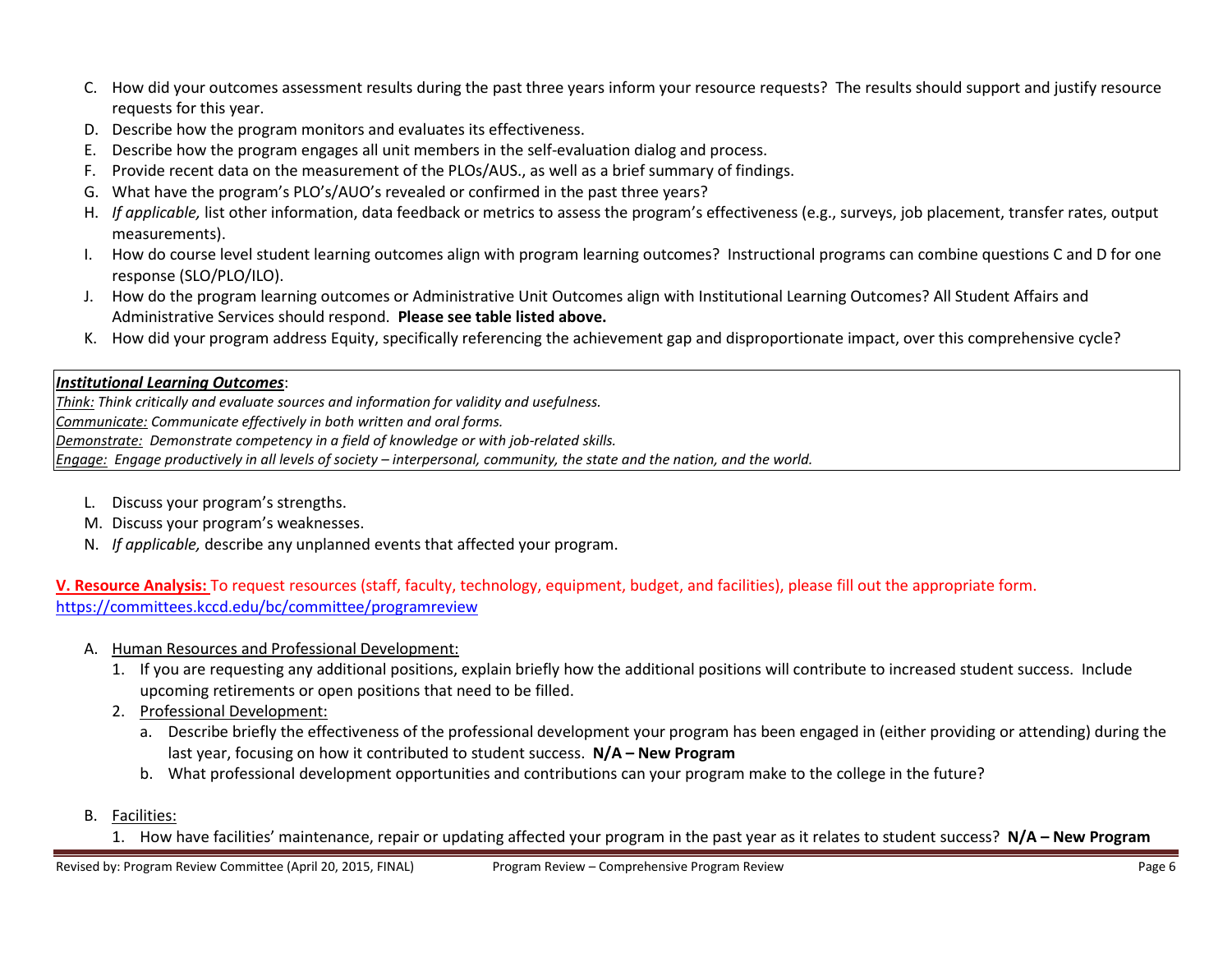C. How did your outcomes assessment results during the past three years inform your resource requests? The results should support and justify resource requests for this year.
D. Describe how the program monitors and evaluates its effectiveness.
E. Describe how the program engages all unit members in the self-evaluation dialog and process.
F. Provide recent data on the measurement of the PLOs/AUS., as well as a brief summary of findings.
G. What have the program's PLO's/AUO's revealed or confirmed in the past three years?
H. *If applicable,* list other information, data feedback or metrics to assess the program's effectiveness (e.g., surveys, job placement, transfer rates, output measurements).
I. How do course level student learning outcomes align with program learning outcomes? Instructional programs can combine questions C and D for one response (SLO/PLO/ILO).
J. How do the program learning outcomes or Administrative Unit Outcomes align with Institutional Learning Outcomes? All Student Affairs and Administrative Services should respond. **Please see table listed above.**
K. How did your program address Equity, specifically referencing the achievement gap and disproportionate impact, over this comprehensive cycle?

***Institutional Learning Outcomes***:
*Think: Think critically and evaluate sources and information for validity and usefulness.*
*Communicate: Communicate effectively in both written and oral forms.*
*Demonstrate: Demonstrate competency in a field of knowledge or with job-related skills.*
*Engage: Engage productively in all levels of society – interpersonal, community, the state and the nation, and the world.*

L. Discuss your program's strengths.
M. Discuss your program's weaknesses.
N. *If applicable,* describe any unplanned events that affected your program.

**V. Resource Analysis:** To request resources (staff, faculty, technology, equipment, budget, and facilities), please fill out the appropriate form.
https://committees.kccd.edu/bc/committee/programreview

A. Human Resources and Professional Development:
   1. If you are requesting any additional positions, explain briefly how the additional positions will contribute to increased student success. Include upcoming retirements or open positions that need to be filled.
   2. Professional Development:
      a. Describe briefly the effectiveness of the professional development your program has been engaged in (either providing or attending) during the last year, focusing on how it contributed to student success. **N/A – New Program**
      b. What professional development opportunities and contributions can your program make to the college in the future?

B. Facilities:
   1. How have facilities' maintenance, repair or updating affected your program in the past year as it relates to student success? **N/A – New Program**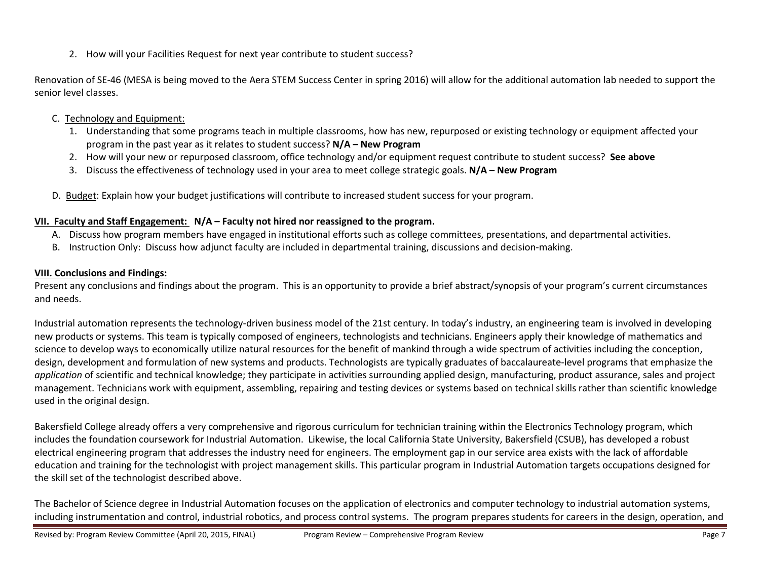2. How will your Facilities Request for next year contribute to student success?

Renovation of SE-46 (MESA is being moved to the Aera STEM Success Center in spring 2016) will allow for the additional automation lab needed to support the senior level classes.

C. Technology and Equipment:
   1. Understanding that some programs teach in multiple classrooms, how has new, repurposed or existing technology or equipment affected your program in the past year as it relates to student success? **N/A – New Program**
   2. How will your new or repurposed classroom, office technology and/or equipment request contribute to student success? **See above**
   3. Discuss the effectiveness of technology used in your area to meet college strategic goals. **N/A – New Program**

D. Budget: Explain how your budget justifications will contribute to increased student success for your program.

**VII. Faculty and Staff Engagement: N/A – Faculty not hired nor reassigned to the program.**

A. Discuss how program members have engaged in institutional efforts such as college committees, presentations, and departmental activities.
B. Instruction Only: Discuss how adjunct faculty are included in departmental training, discussions and decision-making.

**VIII. Conclusions and Findings:**

Present any conclusions and findings about the program. This is an opportunity to provide a brief abstract/synopsis of your program's current circumstances and needs.

Industrial automation represents the technology-driven business model of the 21st century. In today's industry, an engineering team is involved in developing new products or systems. This team is typically composed of engineers, technologists and technicians. Engineers apply their knowledge of mathematics and science to develop ways to economically utilize natural resources for the benefit of mankind through a wide spectrum of activities including the conception, design, development and formulation of new systems and products. Technologists are typically graduates of baccalaureate-level programs that emphasize the *application* of scientific and technical knowledge; they participate in activities surrounding applied design, manufacturing, product assurance, sales and project management. Technicians work with equipment, assembling, repairing and testing devices or systems based on technical skills rather than scientific knowledge used in the original design.

Bakersfield College already offers a very comprehensive and rigorous curriculum for technician training within the Electronics Technology program, which includes the foundation coursework for Industrial Automation. Likewise, the local California State University, Bakersfield (CSUB), has developed a robust electrical engineering program that addresses the industry need for engineers. The employment gap in our service area exists with the lack of affordable education and training for the technologist with project management skills. This particular program in Industrial Automation targets occupations designed for the skill set of the technologist described above.

The Bachelor of Science degree in Industrial Automation focuses on the application of electronics and computer technology to industrial automation systems, including instrumentation and control, industrial robotics, and process control systems. The program prepares students for careers in the design, operation, and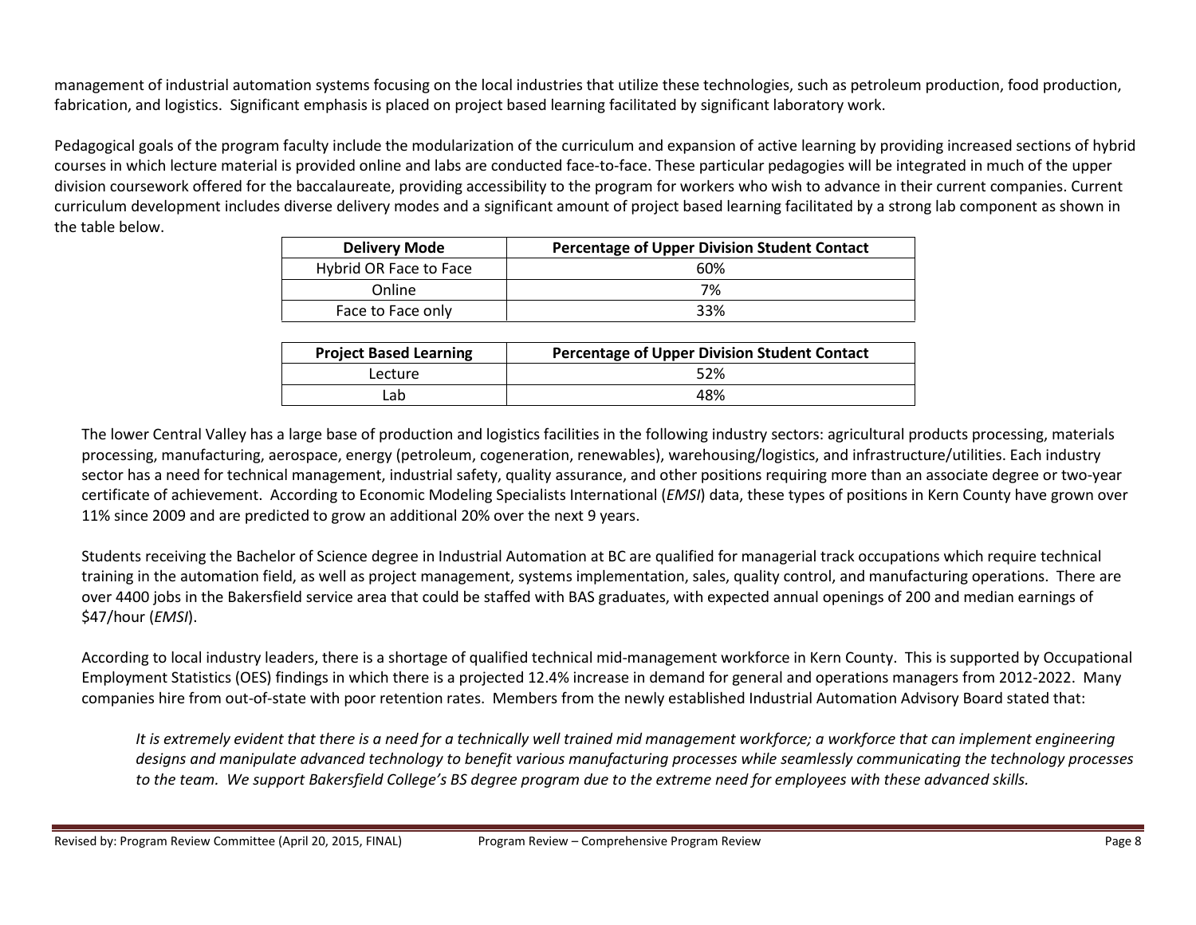management of industrial automation systems focusing on the local industries that utilize these technologies, such as petroleum production, food production, fabrication, and logistics. Significant emphasis is placed on project based learning facilitated by significant laboratory work.

Pedagogical goals of the program faculty include the modularization of the curriculum and expansion of active learning by providing increased sections of hybrid courses in which lecture material is provided online and labs are conducted face-to-face. These particular pedagogies will be integrated in much of the upper division coursework offered for the baccalaureate, providing accessibility to the program for workers who wish to advance in their current companies. Current curriculum development includes diverse delivery modes and a significant amount of project based learning facilitated by a strong lab component as shown in the table below.

| Delivery Mode | Percentage of Upper Division Student Contact |
|---|---|
| Hybrid OR Face to Face | 60% |
| Online | 7% |
| Face to Face only | 33% |

| Project Based Learning | Percentage of Upper Division Student Contact |
|---|---|
| Lecture | 52% |
| Lab | 48% |

The lower Central Valley has a large base of production and logistics facilities in the following industry sectors: agricultural products processing, materials processing, manufacturing, aerospace, energy (petroleum, cogeneration, renewables), warehousing/logistics, and infrastructure/utilities. Each industry sector has a need for technical management, industrial safety, quality assurance, and other positions requiring more than an associate degree or two-year certificate of achievement. According to Economic Modeling Specialists International (*EMSI*) data, these types of positions in Kern County have grown over 11% since 2009 and are predicted to grow an additional 20% over the next 9 years.

Students receiving the Bachelor of Science degree in Industrial Automation at BC are qualified for managerial track occupations which require technical training in the automation field, as well as project management, systems implementation, sales, quality control, and manufacturing operations. There are over 4400 jobs in the Bakersfield service area that could be staffed with BAS graduates, with expected annual openings of 200 and median earnings of $47/hour (*EMSI*).

According to local industry leaders, there is a shortage of qualified technical mid-management workforce in Kern County. This is supported by Occupational Employment Statistics (OES) findings in which there is a projected 12.4% increase in demand for general and operations managers from 2012-2022. Many companies hire from out-of-state with poor retention rates. Members from the newly established Industrial Automation Advisory Board stated that:

> *It is extremely evident that there is a need for a technically well trained mid management workforce; a workforce that can implement engineering designs and manipulate advanced technology to benefit various manufacturing processes while seamlessly communicating the technology processes to the team. We support Bakersfield College's BS degree program due to the extreme need for employees with these advanced skills.*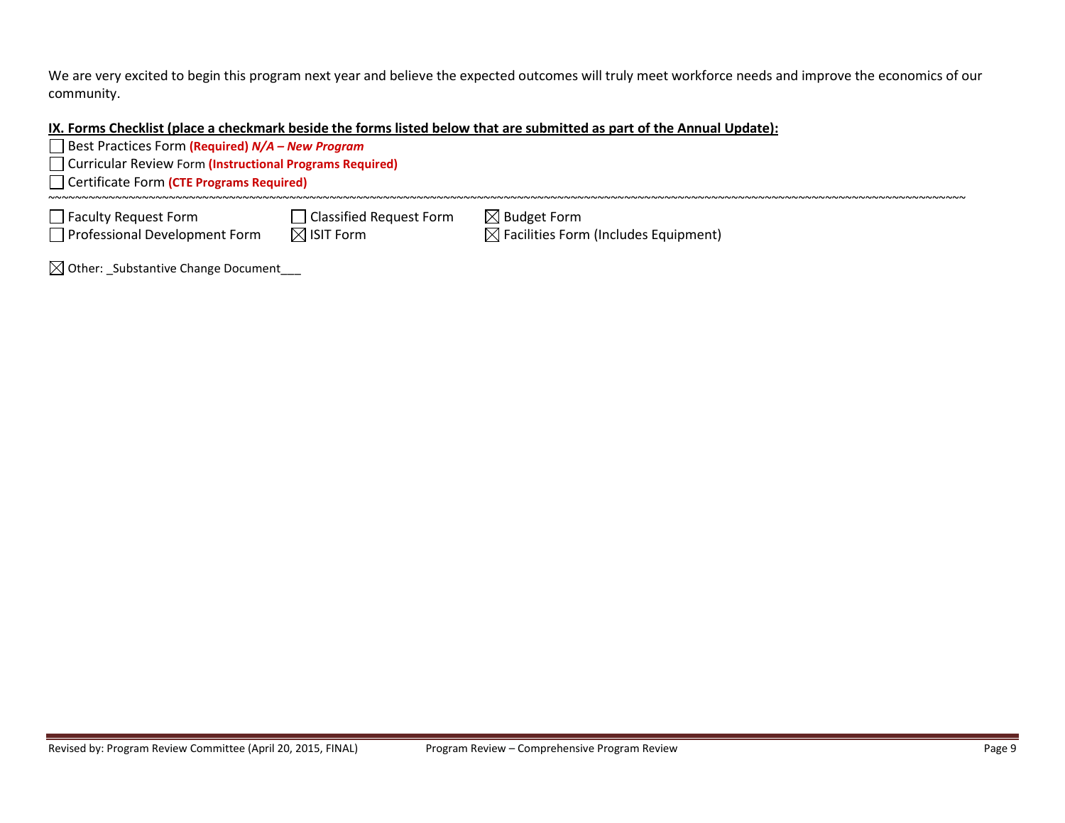We are very excited to begin this program next year and believe the expected outcomes will truly meet workforce needs and improve the economics of our community.

**IX. Forms Checklist (place a checkmark beside the forms listed below that are submitted as part of the Annual Update):**

☐ Best Practices Form **(Required)** ***N/A – New Program***
☐ Curricular Review Form **(Instructional Programs Required)**
☐ Certificate Form **(CTE Programs Required)**

~~~~~~~~~~~~~~~~~~~~~~~~~~~~~~~~~~~~~~~~~~~~~~~~~~~~~~~~~~~~~~~~~~~~~~~~~~~~~~~~~~~~~~~~~~~~~~~~~~~~~~~~~~~~~~~~~~~~~~~~~~~~~~~~~~~~~~~~~~~~~~~~~~~~~~~~~~~~

☐ Faculty Request Form ☐ Classified Request Form ☒ Budget Form
☐ Professional Development Form ☒ ISIT Form ☒ Facilities Form (Includes Equipment)

☒ Other: _Substantive Change Document___